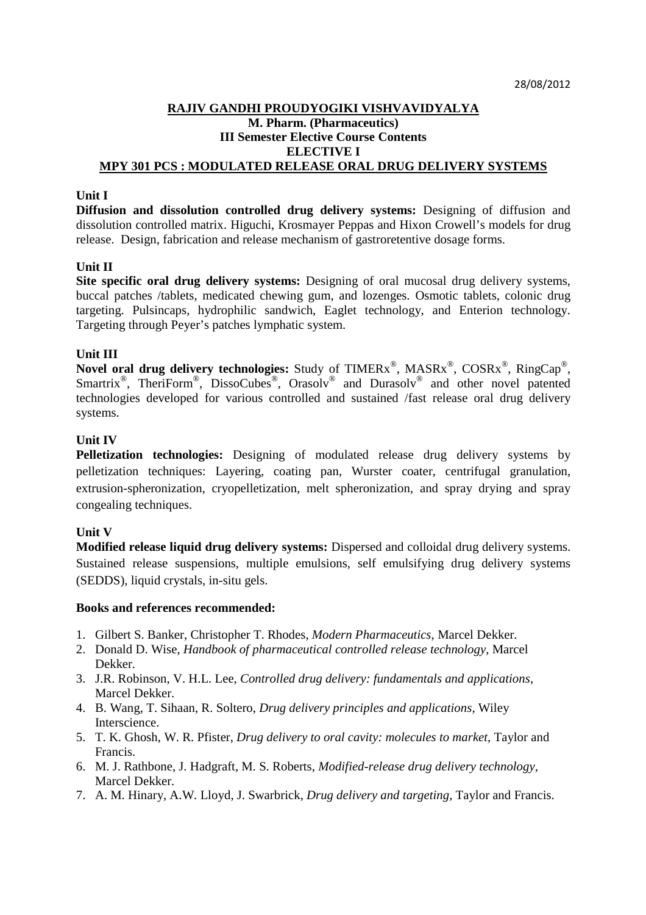28/08/2012

# RAJIV GANDHI PROUDYOGIKI VISHVAVIDYALYA

## M. Pharm. (Pharmaceutics)

## III Semester Elective Course Contents

## ELECTIVE I

## MPY 301 PCS : MODULATED RELEASE ORAL DRUG DELIVERY SYSTEMS

### Unit I

**Diffusion and dissolution controlled drug delivery systems:** Designing of diffusion and dissolution controlled matrix. Higuchi, Krosmayer Peppas and Hixon Crowell's models for drug release. Design, fabrication and release mechanism of gastroretentive dosage forms.

### Unit II

**Site specific oral drug delivery systems:** Designing of oral mucosal drug delivery systems, buccal patches /tablets, medicated chewing gum, and lozenges. Osmotic tablets, colonic drug targeting. Pulsincaps, hydrophilic sandwich, Eaglet technology, and Enterion technology. Targeting through Peyer's patches lymphatic system.

### Unit III

**Novel oral drug delivery technologies:** Study of TIMERx®, MASRx®, COSRx®, RingCap®, Smartrix®, TheriForm®, DissoCubes®, Orasolv® and Durasolv® and other novel patented technologies developed for various controlled and sustained /fast release oral drug delivery systems.

### Unit IV

**Pelletization technologies:** Designing of modulated release drug delivery systems by pelletization techniques: Layering, coating pan, Wurster coater, centrifugal granulation, extrusion-spheronization, cryopelletization, melt spheronization, and spray drying and spray congealing techniques.

### Unit V

**Modified release liquid drug delivery systems:** Dispersed and colloidal drug delivery systems. Sustained release suspensions, multiple emulsions, self emulsifying drug delivery systems (SEDDS), liquid crystals, in-situ gels.

**Books and references recommended:**

1. Gilbert S. Banker, Christopher T. Rhodes, *Modern Pharmaceutics*, Marcel Dekker.
2. Donald D. Wise, *Handbook of pharmaceutical controlled release technology*, Marcel Dekker.
3. J.R. Robinson, V. H.L. Lee, *Controlled drug delivery: fundamentals and applications*, Marcel Dekker.
4. B. Wang, T. Sihaan, R. Soltero, *Drug delivery principles and applications*, Wiley Interscience.
5. T. K. Ghosh, W. R. Pfister, *Drug delivery to oral cavity: molecules to market*, Taylor and Francis.
6. M. J. Rathbone, J. Hadgraft, M. S. Roberts, *Modified-release drug delivery technology*, Marcel Dekker.
7. A. M. Hinary, A.W. Lloyd, J. Swarbrick, *Drug delivery and targeting*, Taylor and Francis.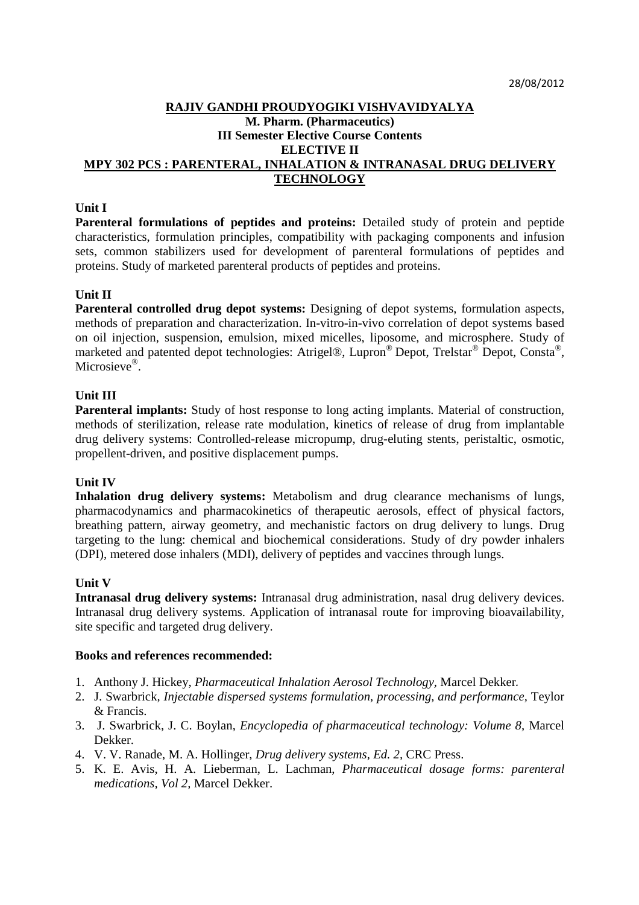28/08/2012

# RAJIV GANDHI PROUDYOGIKI VISHVAVIDYALYA

## M. Pharm. (Pharmaceutics)

## III Semester Elective Course Contents

## ELECTIVE II

## MPY 302 PCS : PARENTERAL, INHALATION & INTRANASAL DRUG DELIVERY TECHNOLOGY

### Unit I

**Parenteral formulations of peptides and proteins:** Detailed study of protein and peptide characteristics, formulation principles, compatibility with packaging components and infusion sets, common stabilizers used for development of parenteral formulations of peptides and proteins. Study of marketed parenteral products of peptides and proteins.

### Unit II

**Parenteral controlled drug depot systems:** Designing of depot systems, formulation aspects, methods of preparation and characterization. In-vitro-in-vivo correlation of depot systems based on oil injection, suspension, emulsion, mixed micelles, liposome, and microsphere. Study of marketed and patented depot technologies: Atrigel®, Lupron® Depot, Trelstar® Depot, Consta®, Microsieve®.

### Unit III

**Parenteral implants:** Study of host response to long acting implants. Material of construction, methods of sterilization, release rate modulation, kinetics of release of drug from implantable drug delivery systems: Controlled-release micropump, drug-eluting stents, peristaltic, osmotic, propellent-driven, and positive displacement pumps.

### Unit IV

**Inhalation drug delivery systems:** Metabolism and drug clearance mechanisms of lungs, pharmacodynamics and pharmacokinetics of therapeutic aerosols, effect of physical factors, breathing pattern, airway geometry, and mechanistic factors on drug delivery to lungs. Drug targeting to the lung: chemical and biochemical considerations. Study of dry powder inhalers (DPI), metered dose inhalers (MDI), delivery of peptides and vaccines through lungs.

### Unit V

**Intranasal drug delivery systems:** Intranasal drug administration, nasal drug delivery devices. Intranasal drug delivery systems. Application of intranasal route for improving bioavailability, site specific and targeted drug delivery.

### Books and references recommended:

1. Anthony J. Hickey, *Pharmaceutical Inhalation Aerosol Technology,* Marcel Dekker.
2. J. Swarbrick, *Injectable dispersed systems formulation, processing, and performance*, Teylor & Francis.
3. J. Swarbrick, J. C. Boylan, *Encyclopedia of pharmaceutical technology: Volume 8,* Marcel Dekker.
4. V. V. Ranade, M. A. Hollinger, *Drug delivery systems, Ed. 2,* CRC Press.
5. K. E. Avis, H. A. Lieberman, L. Lachman, *Pharmaceutical dosage forms: parenteral medications, Vol 2,* Marcel Dekker.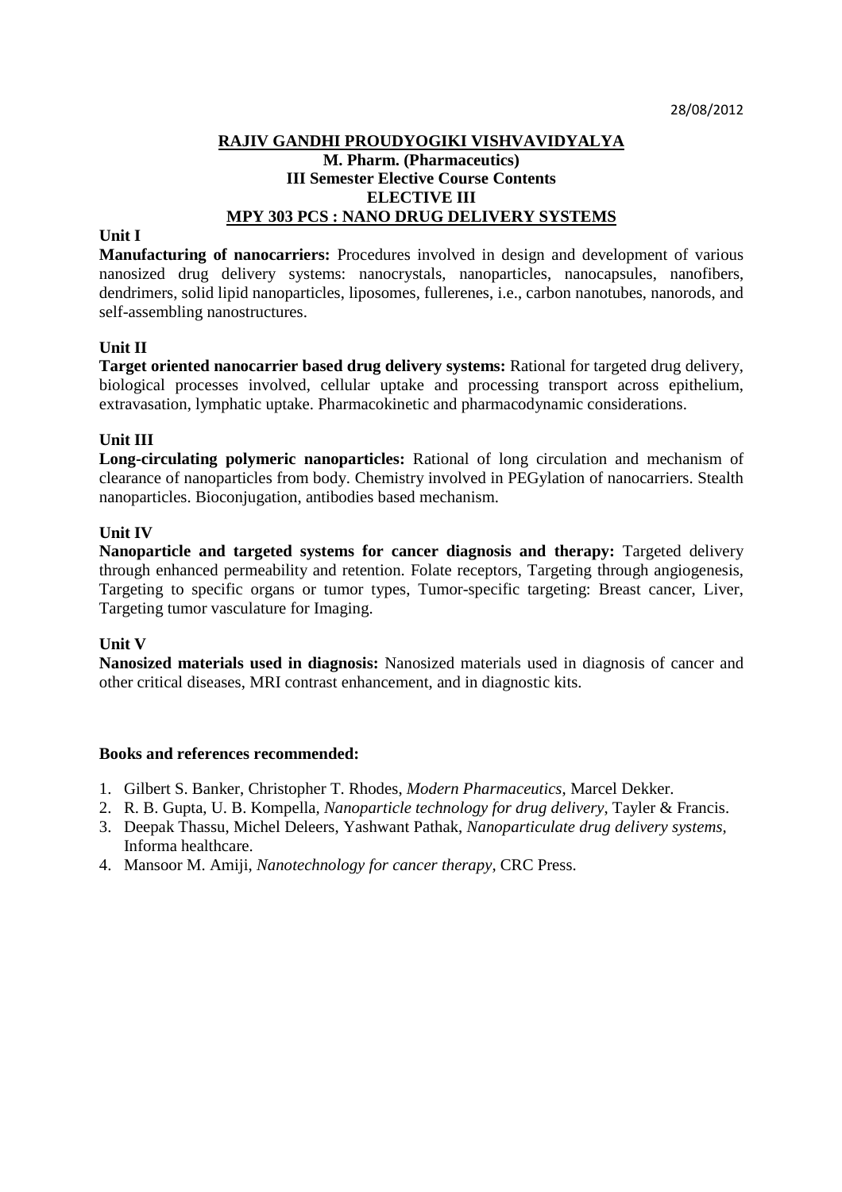28/08/2012

**RAJIV GANDHI PROUDYOGIKI VISHVAVIDYALYA**

**M. Pharm. (Pharmaceutics)**

**III Semester Elective Course Contents**

**ELECTIVE III**

**MPY 303 PCS : NANO DRUG DELIVERY SYSTEMS**

**Unit I**

**Manufacturing of nanocarriers:** Procedures involved in design and development of various nanosized drug delivery systems: nanocrystals, nanoparticles, nanocapsules, nanofibers, dendrimers, solid lipid nanoparticles, liposomes, fullerenes, i.e., carbon nanotubes, nanorods, and self-assembling nanostructures.

**Unit II**

**Target oriented nanocarrier based drug delivery systems:** Rational for targeted drug delivery, biological processes involved, cellular uptake and processing transport across epithelium, extravasation, lymphatic uptake. Pharmacokinetic and pharmacodynamic considerations.

**Unit III**

**Long-circulating polymeric nanoparticles:** Rational of long circulation and mechanism of clearance of nanoparticles from body. Chemistry involved in PEGylation of nanocarriers. Stealth nanoparticles. Bioconjugation, antibodies based mechanism.

**Unit IV**

**Nanoparticle and targeted systems for cancer diagnosis and therapy:** Targeted delivery through enhanced permeability and retention. Folate receptors, Targeting through angiogenesis, Targeting to specific organs or tumor types, Tumor-specific targeting: Breast cancer, Liver, Targeting tumor vasculature for Imaging.

**Unit V**

**Nanosized materials used in diagnosis:** Nanosized materials used in diagnosis of cancer and other critical diseases, MRI contrast enhancement, and in diagnostic kits.

**Books and references recommended:**

1. Gilbert S. Banker, Christopher T. Rhodes, *Modern Pharmaceutics*, Marcel Dekker.
2. R. B. Gupta, U. B. Kompella, *Nanoparticle technology for drug delivery*, Tayler & Francis.
3. Deepak Thassu, Michel Deleers, Yashwant Pathak, *Nanoparticulate drug delivery systems*, Informa healthcare.
4. Mansoor M. Amiji, *Nanotechnology for cancer therapy*, CRC Press.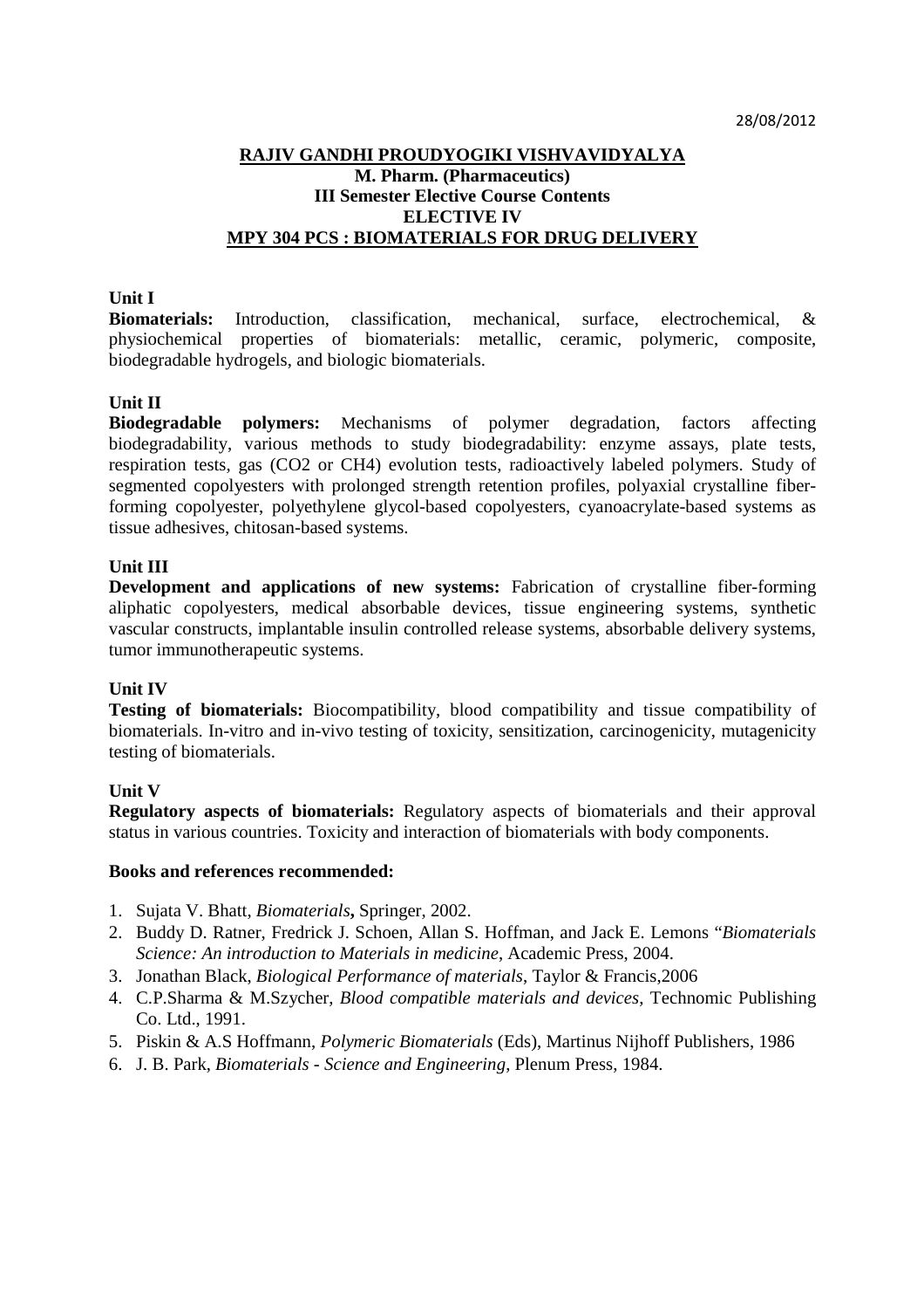28/08/2012

# RAJIV GANDHI PROUDYOGIKI VISHVAVIDYALYA

## M. Pharm. (Pharmaceutics)

## III Semester Elective Course Contents

## ELECTIVE IV

## MPY 304 PCS : BIOMATERIALS FOR DRUG DELIVERY

### Unit I

**Biomaterials:** Introduction, classification, mechanical, surface, electrochemical, & physiochemical properties of biomaterials: metallic, ceramic, polymeric, composite, biodegradable hydrogels, and biologic biomaterials.

### Unit II

**Biodegradable polymers:** Mechanisms of polymer degradation, factors affecting biodegradability, various methods to study biodegradability: enzyme assays, plate tests, respiration tests, gas ($CO_2$ or $CH_4$) evolution tests, radioactively labeled polymers. Study of segmented copolyesters with prolonged strength retention profiles, polyaxial crystalline fiber-forming copolyester, polyethylene glycol-based copolyesters, cyanoacrylate-based systems as tissue adhesives, chitosan-based systems.

### Unit III

**Development and applications of new systems:** Fabrication of crystalline fiber-forming aliphatic copolyesters, medical absorbable devices, tissue engineering systems, synthetic vascular constructs, implantable insulin controlled release systems, absorbable delivery systems, tumor immunotherapeutic systems.

### Unit IV

**Testing of biomaterials:** Biocompatibility, blood compatibility and tissue compatibility of biomaterials. In-vitro and in-vivo testing of toxicity, sensitization, carcinogenicity, mutagenicity testing of biomaterials.

### Unit V

**Regulatory aspects of biomaterials:** Regulatory aspects of biomaterials and their approval status in various countries. Toxicity and interaction of biomaterials with body components.

### Books and references recommended:

1. Sujata V. Bhatt, *Biomaterials***,** Springer, 2002.
2. Buddy D. Ratner, Fredrick J. Schoen, Allan S. Hoffman, and Jack E. Lemons "*Biomaterials Science: An introduction to Materials in medicine*, Academic Press, 2004.
3. Jonathan Black, *Biological Performance of materials,* Taylor & Francis,2006
4. C.P.Sharma & M.Szycher, *Blood compatible materials and devices*, Technomic Publishing Co. Ltd., 1991.
5. Piskin & A.S Hoffmann, *Polymeric Biomaterials* (Eds), Martinus Nijhoff Publishers, 1986
6. J. B. Park, *Biomaterials - Science and Engineering,* Plenum Press, 1984.